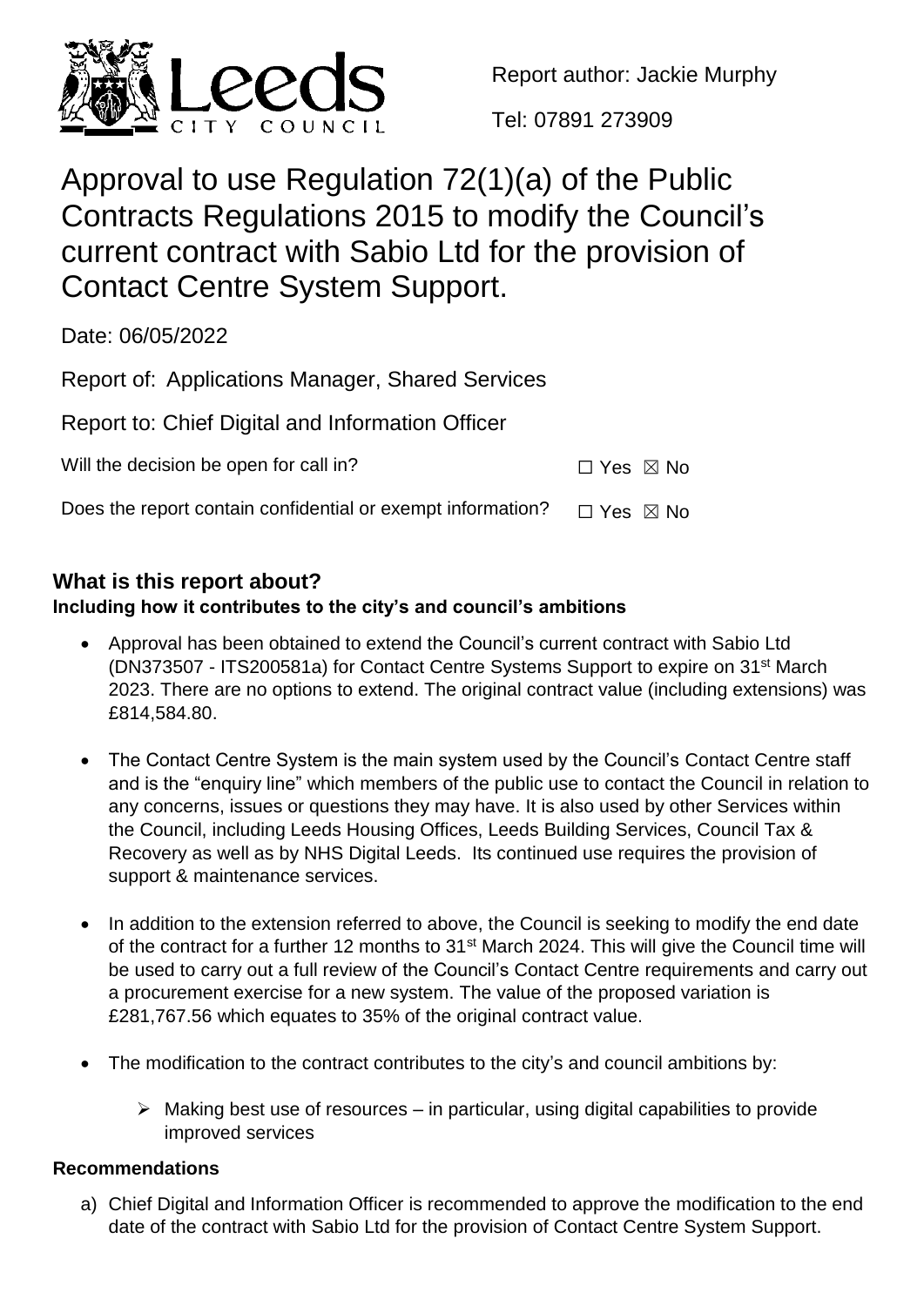Report author: Jackie Murphy

Tel: 07891 273909

# Approval to use Regulation 72(1)(a) of the Public Contracts Regulations 2015 to modify the Council's current contract with Sabio Ltd for the provision of Contact Centre System Support.

Date: 06/05/2022

Report of: Applications Manager, Shared Services

Report to: Chief Digital and Information Officer

Will the decision be open for call in? ☐ Yes ☒ No

Does the report contain confidential or exempt information? ☐ Yes ☒ No

## What is this report about?

**Including how it contributes to the city's and council's ambitions**

- Approval has been obtained to extend the Council's current contract with Sabio Ltd (DN373507 - ITS200581a) for Contact Centre Systems Support to expire on 31st March 2023. There are no options to extend. The original contract value (including extensions) was £814,584.80.
- The Contact Centre System is the main system used by the Council's Contact Centre staff and is the "enquiry line" which members of the public use to contact the Council in relation to any concerns, issues or questions they may have. It is also used by other Services within the Council, including Leeds Housing Offices, Leeds Building Services, Council Tax & Recovery as well as by NHS Digital Leeds. Its continued use requires the provision of support & maintenance services.
- In addition to the extension referred to above, the Council is seeking to modify the end date of the contract for a further 12 months to 31st March 2024. This will give the Council time will be used to carry out a full review of the Council's Contact Centre requirements and carry out a procurement exercise for a new system. The value of the proposed variation is £281,767.56 which equates to 35% of the original contract value.
- The modification to the contract contributes to the city's and council ambitions by:
  - Making best use of resources – in particular, using digital capabilities to provide improved services

### Recommendations

a) Chief Digital and Information Officer is recommended to approve the modification to the end date of the contract with Sabio Ltd for the provision of Contact Centre System Support.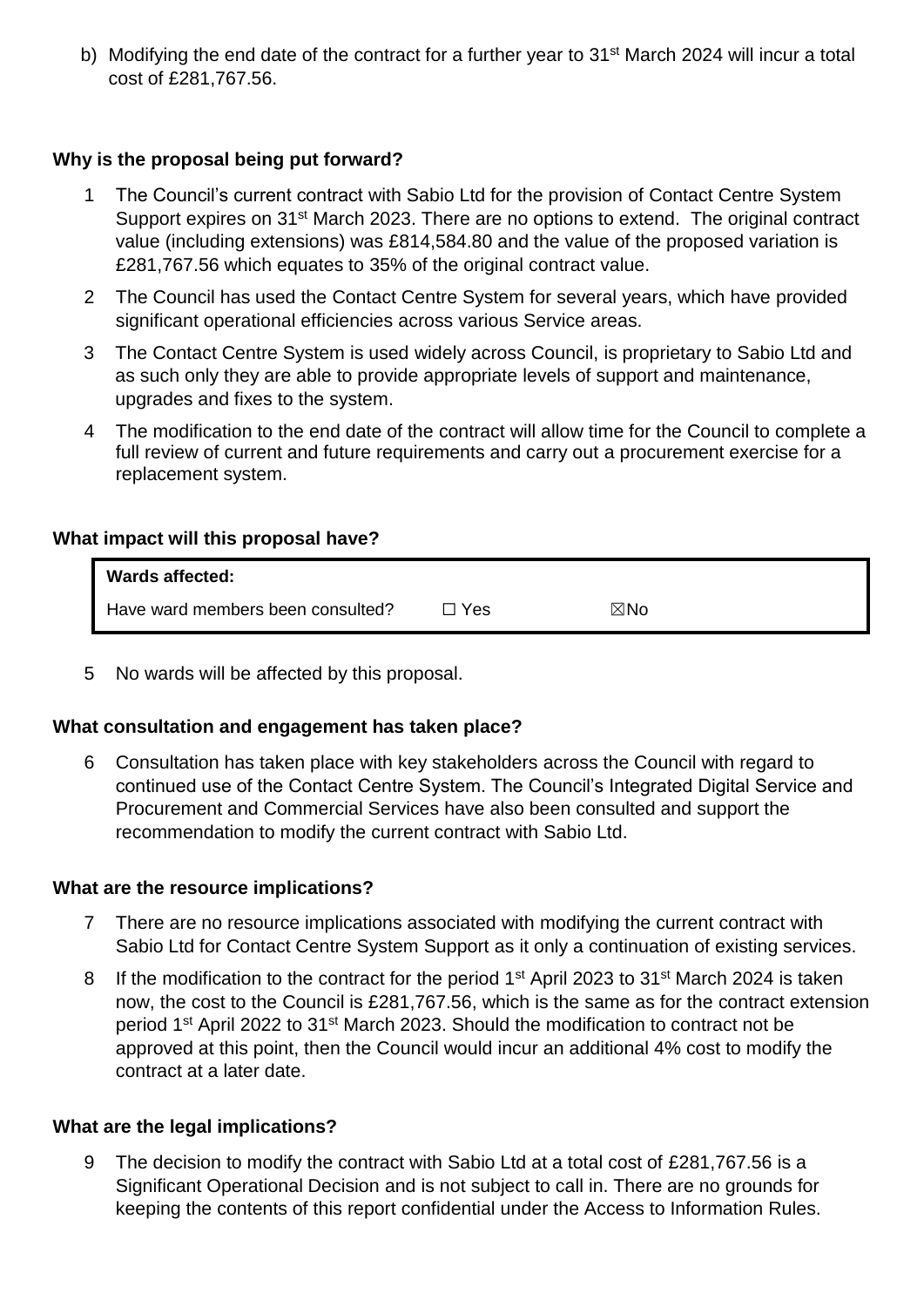b) Modifying the end date of the contract for a further year to 31st March 2024 will incur a total cost of £281,767.56.

**Why is the proposal being put forward?**

1 The Council's current contract with Sabio Ltd for the provision of Contact Centre System Support expires on 31st March 2023. There are no options to extend. The original contract value (including extensions) was £814,584.80 and the value of the proposed variation is £281,767.56 which equates to 35% of the original contract value.

2 The Council has used the Contact Centre System for several years, which have provided significant operational efficiencies across various Service areas.

3 The Contact Centre System is used widely across Council, is proprietary to Sabio Ltd and as such only they are able to provide appropriate levels of support and maintenance, upgrades and fixes to the system.

4 The modification to the end date of the contract will allow time for the Council to complete a full review of current and future requirements and carry out a procurement exercise for a replacement system.

**What impact will this proposal have?**

| **Wards affected:** | | |
|---|---|---|
| Have ward members been consulted? | ☐ Yes | ☒No |

5 No wards will be affected by this proposal.

**What consultation and engagement has taken place?**

6 Consultation has taken place with key stakeholders across the Council with regard to continued use of the Contact Centre System. The Council's Integrated Digital Service and Procurement and Commercial Services have also been consulted and support the recommendation to modify the current contract with Sabio Ltd.

**What are the resource implications?**

7 There are no resource implications associated with modifying the current contract with Sabio Ltd for Contact Centre System Support as it only a continuation of existing services.

8 If the modification to the contract for the period 1st April 2023 to 31st March 2024 is taken now, the cost to the Council is £281,767.56, which is the same as for the contract extension period 1st April 2022 to 31st March 2023. Should the modification to contract not be approved at this point, then the Council would incur an additional 4% cost to modify the contract at a later date.

**What are the legal implications?**

9 The decision to modify the contract with Sabio Ltd at a total cost of £281,767.56 is a Significant Operational Decision and is not subject to call in. There are no grounds for keeping the contents of this report confidential under the Access to Information Rules.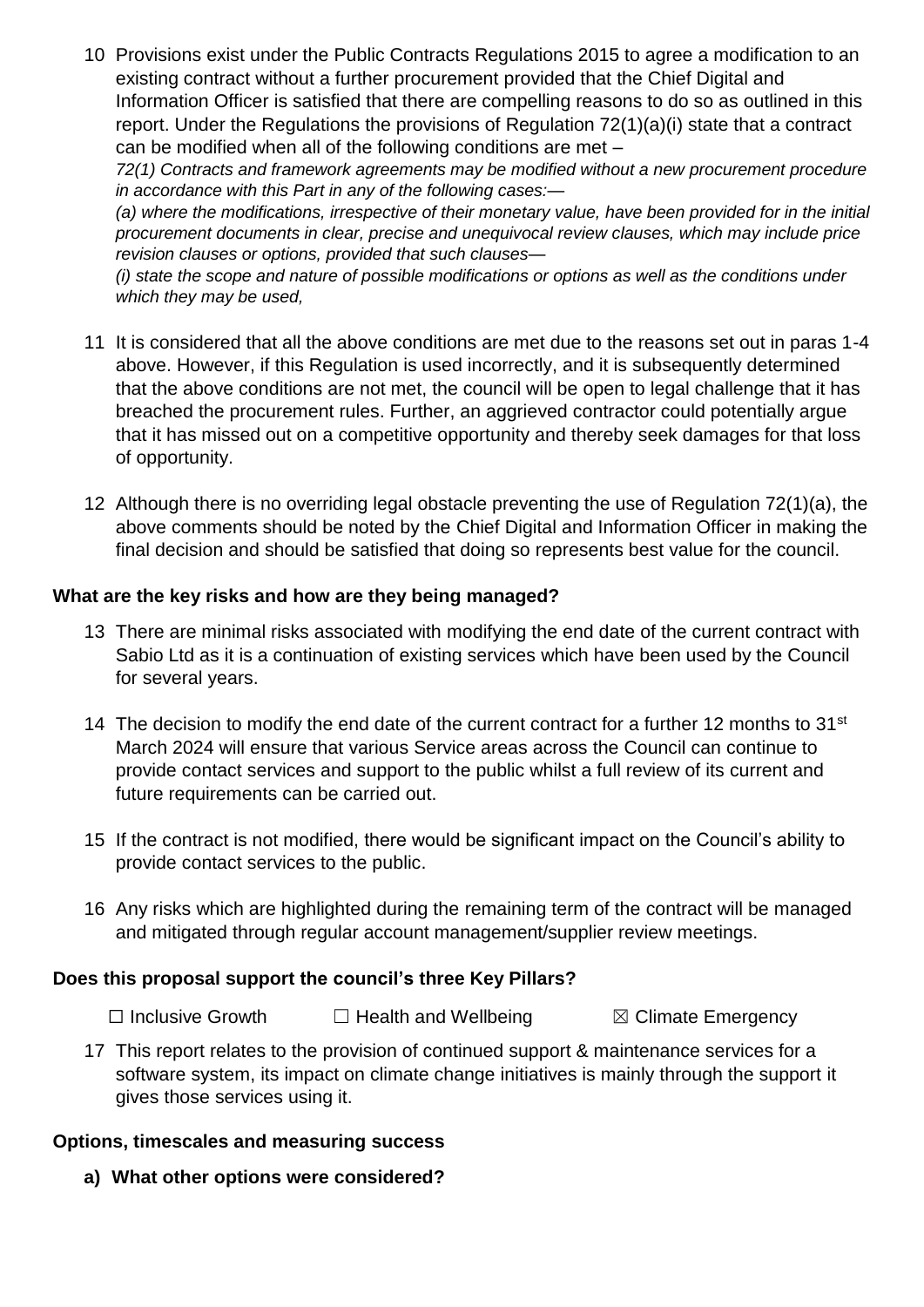10 Provisions exist under the Public Contracts Regulations 2015 to agree a modification to an existing contract without a further procurement provided that the Chief Digital and Information Officer is satisfied that there are compelling reasons to do so as outlined in this report. Under the Regulations the provisions of Regulation 72(1)(a)(i) state that a contract can be modified when all of the following conditions are met –

*72(1) Contracts and framework agreements may be modified without a new procurement procedure in accordance with this Part in any of the following cases:—*

*(a) where the modifications, irrespective of their monetary value, have been provided for in the initial procurement documents in clear, precise and unequivocal review clauses, which may include price revision clauses or options, provided that such clauses—*

*(i) state the scope and nature of possible modifications or options as well as the conditions under which they may be used,*

11 It is considered that all the above conditions are met due to the reasons set out in paras 1-4 above. However, if this Regulation is used incorrectly, and it is subsequently determined that the above conditions are not met, the council will be open to legal challenge that it has breached the procurement rules. Further, an aggrieved contractor could potentially argue that it has missed out on a competitive opportunity and thereby seek damages for that loss of opportunity.

12 Although there is no overriding legal obstacle preventing the use of Regulation 72(1)(a), the above comments should be noted by the Chief Digital and Information Officer in making the final decision and should be satisfied that doing so represents best value for the council.

**What are the key risks and how are they being managed?**

13 There are minimal risks associated with modifying the end date of the current contract with Sabio Ltd as it is a continuation of existing services which have been used by the Council for several years.

14 The decision to modify the end date of the current contract for a further 12 months to 31st March 2024 will ensure that various Service areas across the Council can continue to provide contact services and support to the public whilst a full review of its current and future requirements can be carried out.

15 If the contract is not modified, there would be significant impact on the Council's ability to provide contact services to the public.

16 Any risks which are highlighted during the remaining term of the contract will be managed and mitigated through regular account management/supplier review meetings.

**Does this proposal support the council's three Key Pillars?**

☐ Inclusive Growth ☐ Health and Wellbeing ☒ Climate Emergency

17 This report relates to the provision of continued support & maintenance services for a software system, its impact on climate change initiatives is mainly through the support it gives those services using it.

**Options, timescales and measuring success**

**a) What other options were considered?**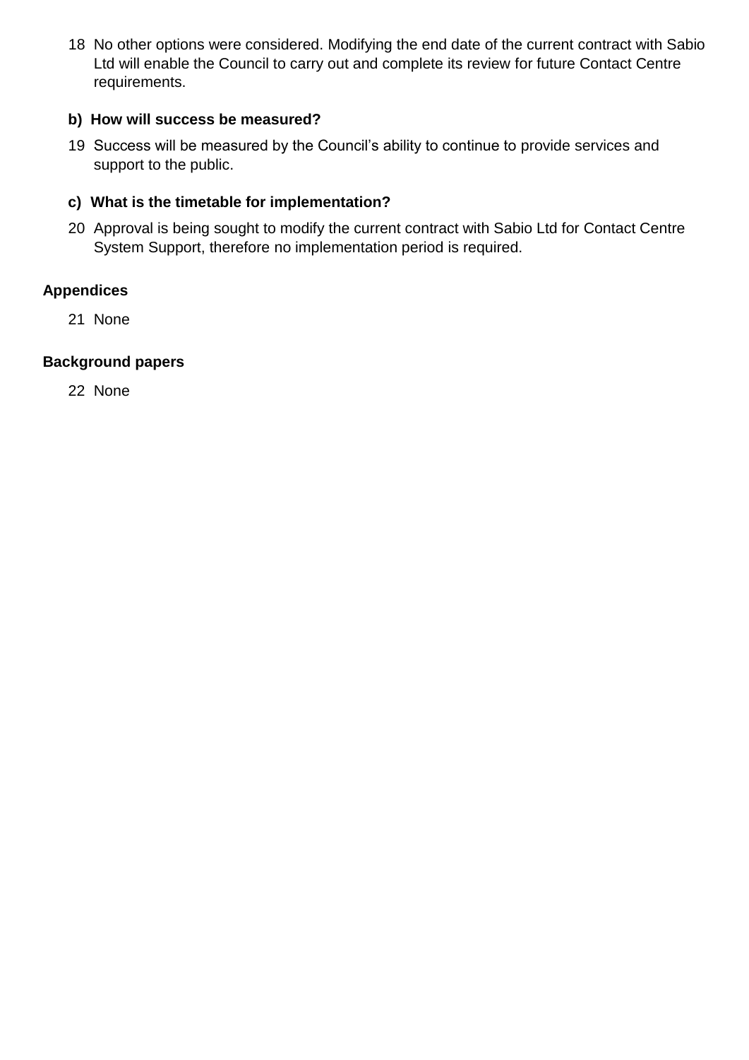18 No other options were considered. Modifying the end date of the current contract with Sabio Ltd will enable the Council to carry out and complete its review for future Contact Centre requirements.

**b) How will success be measured?**

19 Success will be measured by the Council's ability to continue to provide services and support to the public.

**c) What is the timetable for implementation?**

20 Approval is being sought to modify the current contract with Sabio Ltd for Contact Centre System Support, therefore no implementation period is required.

## Appendices

21 None

## Background papers

22 None